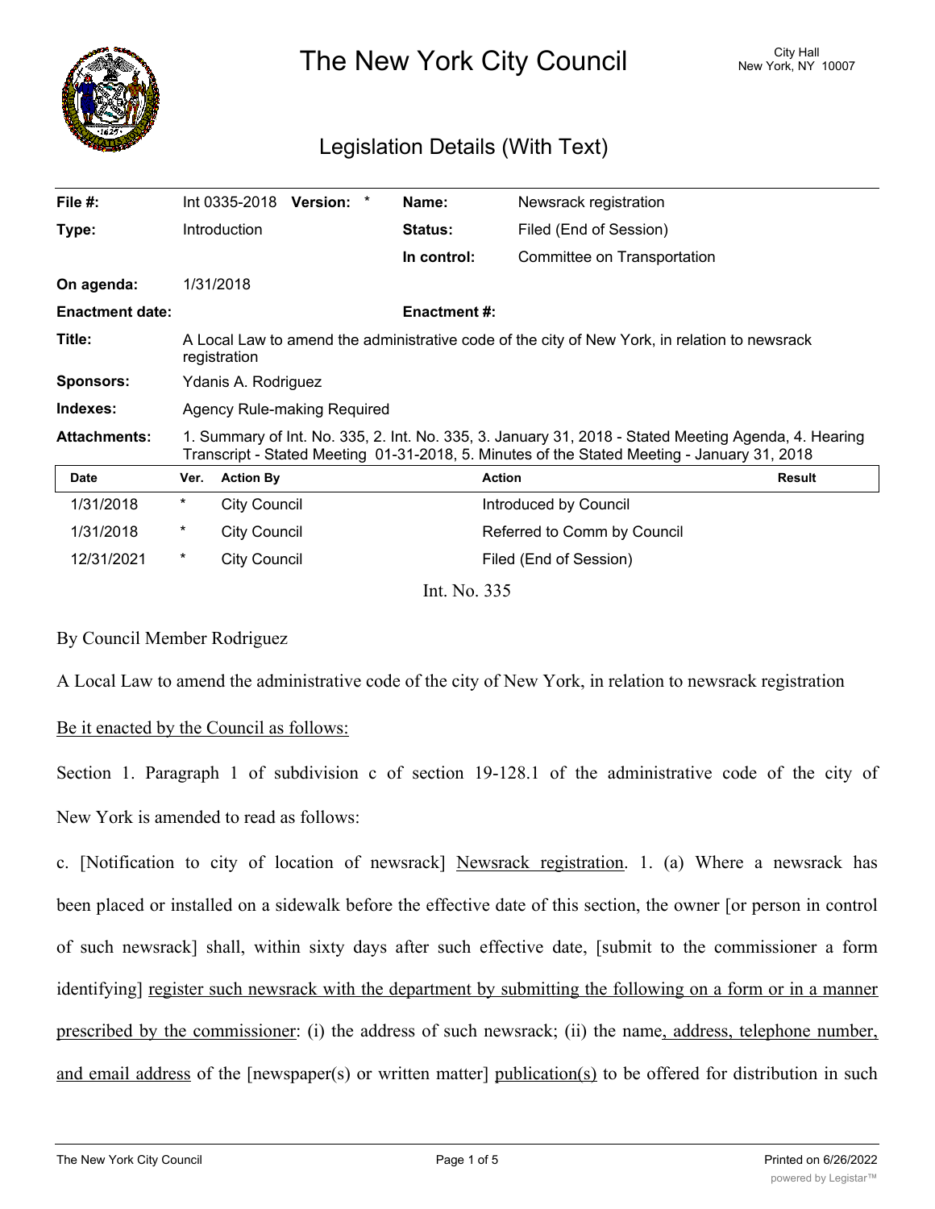# The New York City Council

City Hall
New York, NY 10007

## Legislation Details (With Text)

| | | | |
|---|---|---|---|
| **File #:** | Int 0335-2018 **Version:** * | **Name:** | Newsrack registration |
| **Type:** | Introduction | **Status:** | Filed (End of Session) |
| | | **In control:** | Committee on Transportation |
| **On agenda:** | 1/31/2018 | | |
| **Enactment date:** | | **Enactment #:** | |
| **Title:** | A Local Law to amend the administrative code of the city of New York, in relation to newsrack registration | | |
| **Sponsors:** | Ydanis A. Rodriguez | | |
| **Indexes:** | Agency Rule-making Required | | |
| **Attachments:** | 1. Summary of Int. No. 335, 2. Int. No. 335, 3. January 31, 2018 - Stated Meeting Agenda, 4. Hearing Transcript - Stated Meeting 01-31-2018, 5. Minutes of the Stated Meeting - January 31, 2018 | | |

| Date | Ver. | Action By | Action | Result |
|---|---|---|---|---|
| 1/31/2018 | * | City Council | Introduced by Council | |
| 1/31/2018 | * | City Council | Referred to Comm by Council | |
| 12/31/2021 | * | City Council | Filed (End of Session) | |

Int. No. 335

By Council Member Rodriguez

A Local Law to amend the administrative code of the city of New York, in relation to newsrack registration

Be it enacted by the Council as follows:

Section 1. Paragraph 1 of subdivision c of section 19-128.1 of the administrative code of the city of New York is amended to read as follows:

c. [Notification to city of location of newsrack] Newsrack registration. 1. (a) Where a newsrack has been placed or installed on a sidewalk before the effective date of this section, the owner [or person in control of such newsrack] shall, within sixty days after such effective date, [submit to the commissioner a form identifying] register such newsrack with the department by submitting the following on a form or in a manner prescribed by the commissioner: (i) the address of such newsrack; (ii) the name, address, telephone number, and email address of the [newspaper(s) or written matter] publication(s) to be offered for distribution in such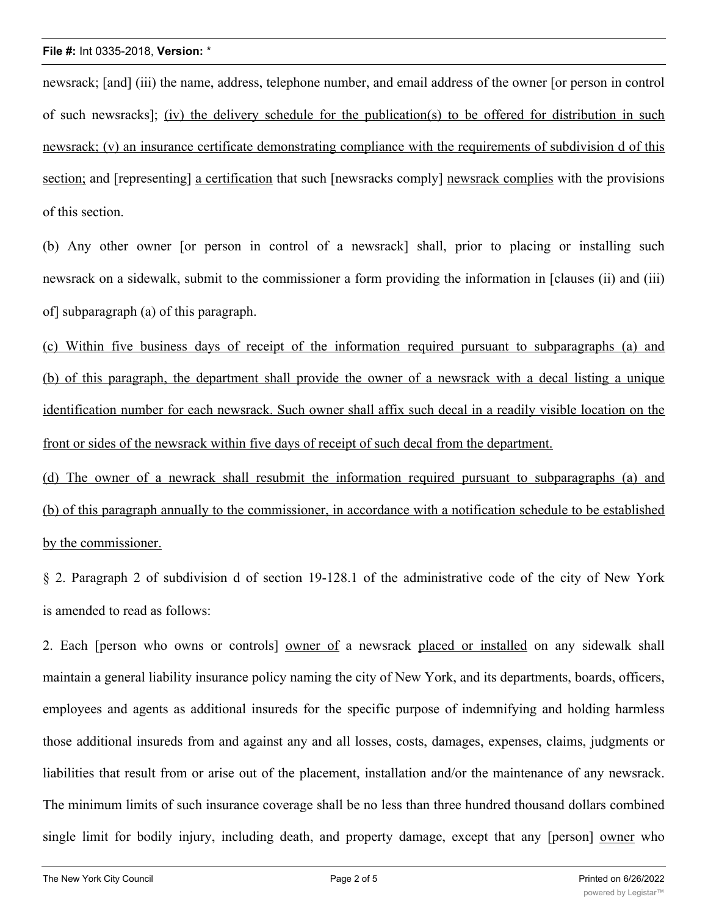newsrack; [and] (iii) the name, address, telephone number, and email address of the owner [or person in control of such newsracks]; <u>(iv) the delivery schedule for the publication(s) to be offered for distribution in such newsrack; (v) an insurance certificate demonstrating compliance with the requirements of subdivision d of this section;</u> and [representing] <u>a certification</u> that such [newsracks comply] <u>newsrack complies</u> with the provisions of this section.

(b) Any other owner [or person in control of a newsrack] shall, prior to placing or installing such newsrack on a sidewalk, submit to the commissioner a form providing the information in [clauses (ii) and (iii) of] subparagraph (a) of this paragraph.

<u>(c) Within five business days of receipt of the information required pursuant to subparagraphs (a) and (b) of this paragraph, the department shall provide the owner of a newsrack with a decal listing a unique identification number for each newsrack. Such owner shall affix such decal in a readily visible location on the front or sides of the newsrack within five days of receipt of such decal from the department.</u>

<u>(d) The owner of a newrack shall resubmit the information required pursuant to subparagraphs (a) and (b) of this paragraph annually to the commissioner, in accordance with a notification schedule to be established by the commissioner.</u>

§ 2. Paragraph 2 of subdivision d of section 19-128.1 of the administrative code of the city of New York is amended to read as follows:

2. Each [person who owns or controls] <u>owner of</u> a newsrack <u>placed or installed</u> on any sidewalk shall maintain a general liability insurance policy naming the city of New York, and its departments, boards, officers, employees and agents as additional insureds for the specific purpose of indemnifying and holding harmless those additional insureds from and against any and all losses, costs, damages, expenses, claims, judgments or liabilities that result from or arise out of the placement, installation and/or the maintenance of any newsrack. The minimum limits of such insurance coverage shall be no less than three hundred thousand dollars combined single limit for bodily injury, including death, and property damage, except that any [person] <u>owner</u> who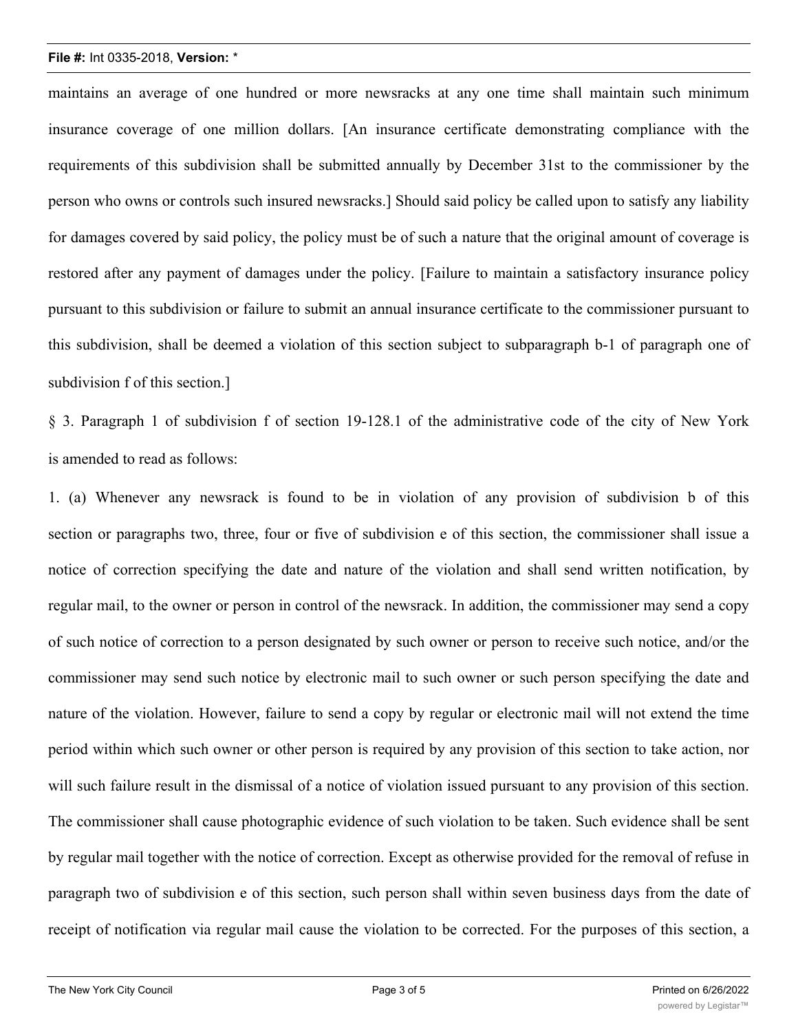maintains an average of one hundred or more newsracks at any one time shall maintain such minimum insurance coverage of one million dollars. [An insurance certificate demonstrating compliance with the requirements of this subdivision shall be submitted annually by December 31st to the commissioner by the person who owns or controls such insured newsracks.] Should said policy be called upon to satisfy any liability for damages covered by said policy, the policy must be of such a nature that the original amount of coverage is restored after any payment of damages under the policy. [Failure to maintain a satisfactory insurance policy pursuant to this subdivision or failure to submit an annual insurance certificate to the commissioner pursuant to this subdivision, shall be deemed a violation of this section subject to subparagraph b-1 of paragraph one of subdivision f of this section.]

§ 3. Paragraph 1 of subdivision f of section 19-128.1 of the administrative code of the city of New York is amended to read as follows:

1. (a) Whenever any newsrack is found to be in violation of any provision of subdivision b of this section or paragraphs two, three, four or five of subdivision e of this section, the commissioner shall issue a notice of correction specifying the date and nature of the violation and shall send written notification, by regular mail, to the owner or person in control of the newsrack. In addition, the commissioner may send a copy of such notice of correction to a person designated by such owner or person to receive such notice, and/or the commissioner may send such notice by electronic mail to such owner or such person specifying the date and nature of the violation. However, failure to send a copy by regular or electronic mail will not extend the time period within which such owner or other person is required by any provision of this section to take action, nor will such failure result in the dismissal of a notice of violation issued pursuant to any provision of this section. The commissioner shall cause photographic evidence of such violation to be taken. Such evidence shall be sent by regular mail together with the notice of correction. Except as otherwise provided for the removal of refuse in paragraph two of subdivision e of this section, such person shall within seven business days from the date of receipt of notification via regular mail cause the violation to be corrected. For the purposes of this section, a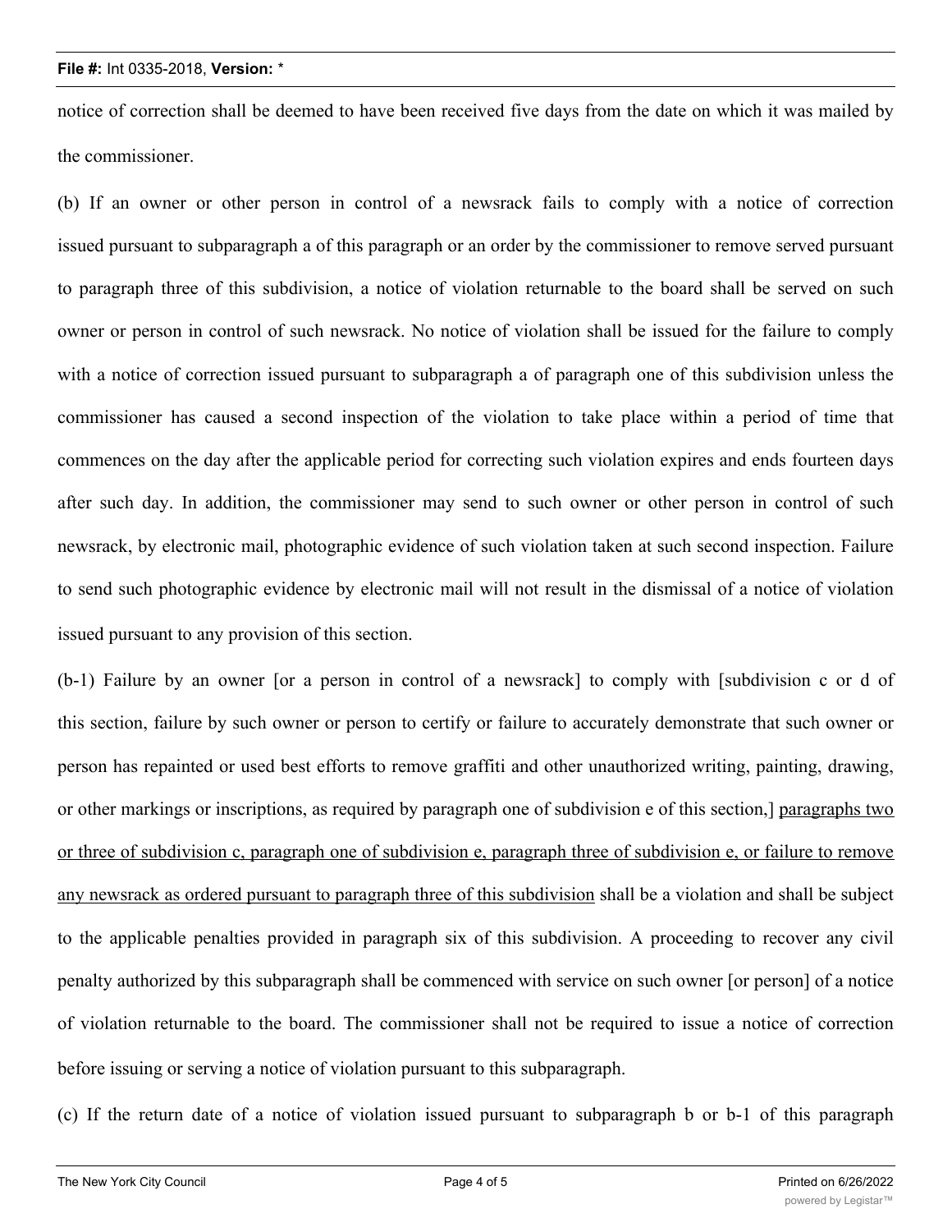notice of correction shall be deemed to have been received five days from the date on which it was mailed by the commissioner.

(b) If an owner or other person in control of a newsrack fails to comply with a notice of correction issued pursuant to subparagraph a of this paragraph or an order by the commissioner to remove served pursuant to paragraph three of this subdivision, a notice of violation returnable to the board shall be served on such owner or person in control of such newsrack. No notice of violation shall be issued for the failure to comply with a notice of correction issued pursuant to subparagraph a of paragraph one of this subdivision unless the commissioner has caused a second inspection of the violation to take place within a period of time that commences on the day after the applicable period for correcting such violation expires and ends fourteen days after such day. In addition, the commissioner may send to such owner or other person in control of such newsrack, by electronic mail, photographic evidence of such violation taken at such second inspection. Failure to send such photographic evidence by electronic mail will not result in the dismissal of a notice of violation issued pursuant to any provision of this section.

(b-1) Failure by an owner [or a person in control of a newsrack] to comply with [subdivision c or d of this section, failure by such owner or person to certify or failure to accurately demonstrate that such owner or person has repainted or used best efforts to remove graffiti and other unauthorized writing, painting, drawing, or other markings or inscriptions, as required by paragraph one of subdivision e of this section,] <u>paragraphs two or three of subdivision c, paragraph one of subdivision e, paragraph three of subdivision e, or failure to remove any newsrack as ordered pursuant to paragraph three of this subdivision</u> shall be a violation and shall be subject to the applicable penalties provided in paragraph six of this subdivision. A proceeding to recover any civil penalty authorized by this subparagraph shall be commenced with service on such owner [or person] of a notice of violation returnable to the board. The commissioner shall not be required to issue a notice of correction before issuing or serving a notice of violation pursuant to this subparagraph.

(c) If the return date of a notice of violation issued pursuant to subparagraph b or b-1 of this paragraph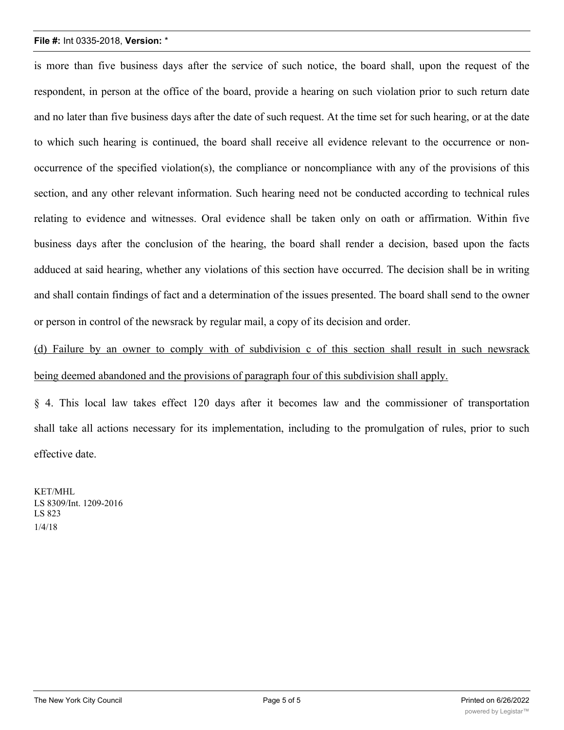is more than five business days after the service of such notice, the board shall, upon the request of the respondent, in person at the office of the board, provide a hearing on such violation prior to such return date and no later than five business days after the date of such request. At the time set for such hearing, or at the date to which such hearing is continued, the board shall receive all evidence relevant to the occurrence or non-occurrence of the specified violation(s), the compliance or noncompliance with any of the provisions of this section, and any other relevant information. Such hearing need not be conducted according to technical rules relating to evidence and witnesses. Oral evidence shall be taken only on oath or affirmation. Within five business days after the conclusion of the hearing, the board shall render a decision, based upon the facts adduced at said hearing, whether any violations of this section have occurred. The decision shall be in writing and shall contain findings of fact and a determination of the issues presented. The board shall send to the owner or person in control of the newsrack by regular mail, a copy of its decision and order.

<u>(d) Failure by an owner to comply with of subdivision c of this section shall result in such newsrack being deemed abandoned and the provisions of paragraph four of this subdivision shall apply.</u>

§ 4. This local law takes effect 120 days after it becomes law and the commissioner of transportation shall take all actions necessary for its implementation, including to the promulgation of rules, prior to such effective date.

KET/MHL
LS 8309/Int. 1209-2016
LS 823
1/4/18